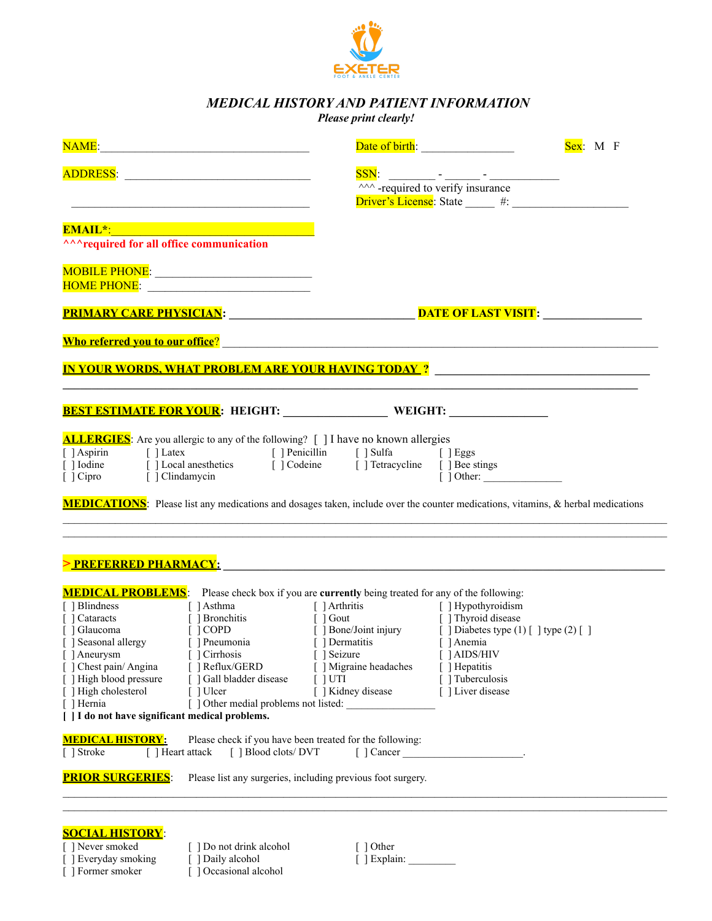EXETER
FOOT & ANKLE CENTER

# *MEDICAL HISTORY AND PATIENT INFORMATION*

***Please print clearly!***

NAME:_____________________________________ Date of birth: ________________ Sex: M F

ADDRESS: _________________________________ SSN: ________ - ______ - ____________

^^^ -required to verify insurance

_________________________________________ Driver's License: State _____ #: ____________________

**EMAIL*:**_________________________________

**^^^required for all office communication**

MOBILE PHONE: ____________________________

HOME PHONE: ____________________________

**PRIMARY CARE PHYSICIAN: _________________________________ DATE OF LAST VISIT: ________________**

**Who referred you to our office**? ___________________________________________________________________________

**IN YOUR WORDS, WHAT PROBLEM ARE YOUR HAVING TODAY ? ______________________________________**

**_____________________________________________________________________________________________**

**BEST ESTIMATE FOR YOUR: HEIGHT: _________________ WEIGHT: ________________**

**ALLERGIES**: Are you allergic to any of the following? [ ] I have no known allergies

[ ] Aspirin [ ] Latex [ ] Penicillin [ ] Sulfa [ ] Eggs
[ ] Iodine [ ] Local anesthetics [ ] Codeine [ ] Tetracycline [ ] Bee stings
[ ] Cipro [ ] Clindamycin [ ] Other: _______________

**MEDICATIONS**: Please list any medications and dosages taken, include over the counter medications, vitamins, & herbal medications

_____________________________________________________________________________________________

_____________________________________________________________________________________________

**> PREFERRED PHARMACY: _______________________________________________________________________**

**MEDICAL PROBLEMS**: Please check box if you are **currently** being treated for any of the following:

[ ] Blindness [ ] Asthma [ ] Arthritis [ ] Hypothyroidism
[ ] Cataracts [ ] Bronchitis [ ] Gout [ ] Thyroid disease
[ ] Glaucoma [ ] COPD [ ] Bone/Joint injury [ ] Diabetes type (1) [ ] type (2) [ ]
[ ] Seasonal allergy [ ] Pneumonia [ ] Dermatitis [ ] Anemia
[ ] Aneurysm [ ] Cirrhosis [ ] Seizure [ ] AIDS/HIV
[ ] Chest pain/ Angina [ ] Reflux/GERD [ ] Migraine headaches [ ] Hepatitis
[ ] High blood pressure [ ] Gall bladder disease [ ] UTI [ ] Tuberculosis
[ ] High cholesterol [ ] Ulcer [ ] Kidney disease [ ] Liver disease
[ ] Hernia [ ] Other medial problems not listed: ________________

**[ ] I do not have significant medical problems.**

**MEDICAL HISTORY:** Please check if you have been treated for the following:

[ ] Stroke [ ] Heart attack [ ] Blood clots/ DVT [ ] Cancer ______________________.

**PRIOR SURGERIES**: Please list any surgeries, including previous foot surgery.

_____________________________________________________________________________________________

_____________________________________________________________________________________________

**SOCIAL HISTORY**:

[ ] Never smoked [ ] Do not drink alcohol [ ] Other
[ ] Everyday smoking [ ] Daily alcohol [ ] Explain: _________
[ ] Former smoker [ ] Occasional alcohol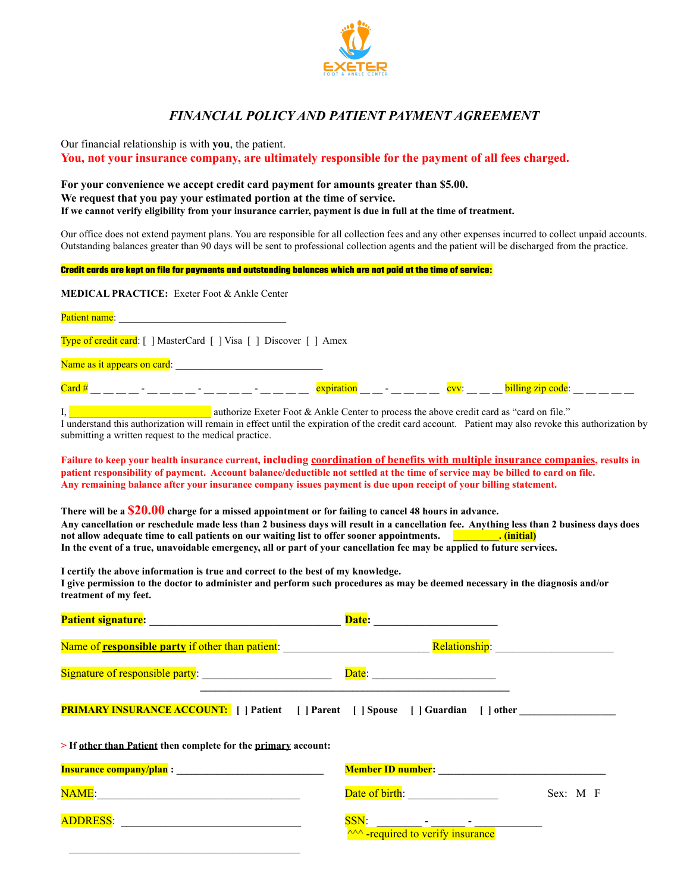# *FINANCIAL POLICY AND PATIENT PAYMENT AGREEMENT*

Our financial relationship is with **you**, the patient.

**You, not your insurance company, are ultimately responsible for the payment of all fees charged.**

**For your convenience we accept credit card payment for amounts greater than $5.00.**
**We request that you pay your estimated portion at the time of service.**
**If we cannot verify eligibility from your insurance carrier, payment is due in full at the time of treatment.**

Our office does not extend payment plans. You are responsible for all collection fees and any other expenses incurred to collect unpaid accounts. Outstanding balances greater than 90 days will be sent to professional collection agents and the patient will be discharged from the practice.

**Credit cards are kept on file for payments and outstanding balances which are not paid at the time of service:**

**MEDICAL PRACTICE:** Exeter Foot & Ankle Center

Patient name: _______________________________

Type of credit card: [ ] MasterCard [ ] Visa [ ] Discover [ ] Amex

Name as it appears on card: ____________________________

Card # __ __ __ __ - __ __ __ __ - __ __ __ __ - __ __ __ __ expiration __ __ - __ __ __ __ cvv: __ __ __ billing zip code: __ __ __ __ __

I, ___________________________ authorize Exeter Foot & Ankle Center to process the above credit card as "card on file."
I understand this authorization will remain in effect until the expiration of the credit card account. Patient may also revoke this authorization by submitting a written request to the medical practice.

**Failure to keep your health insurance current, including coordination of benefits with multiple insurance companies, results in patient responsibility of payment. Account balance/deductible not settled at the time of service may be billed to card on file.**
**Any remaining balance after your insurance company issues payment is due upon receipt of your billing statement.**

**There will be a $20.00 charge for a missed appointment or for failing to cancel 48 hours in advance.**
**Any cancellation or reschedule made less than 2 business days will result in a cancellation fee. Anything less than 2 business days does not allow adequate time to call patients on our waiting list to offer sooner appointments. _________. (initial)**
**In the event of a true, unavoidable emergency, all or part of your cancellation fee may be applied to future services.**

**I certify the above information is true and correct to the best of my knowledge.**
**I give permission to the doctor to administer and perform such procedures as may be deemed necessary in the diagnosis and/or treatment of my feet.**

**Patient signature:** _________________________________ **Date:** _____________________

Name of **responsible party** if other than patient: _________________________ Relationship: _____________________

Signature of responsible party: ______________________ Date: _____________________

_______________________________________________________

**PRIMARY INSURANCE ACCOUNT:** **[ ] Patient [ ] Parent [ ] Spouse [ ] Guardian [ ] other ___________________**

**> If other than Patient then complete for the primary account:**

**Insurance company/plan :** ___________________________ **Member ID number:** _______________________________

NAME:_____________________________________ Date of birth: ________________ Sex: M F

ADDRESS: ________________________________ SSN: ________ - _______ - ____________
^^^ -required to verify insurance

_________________________________________